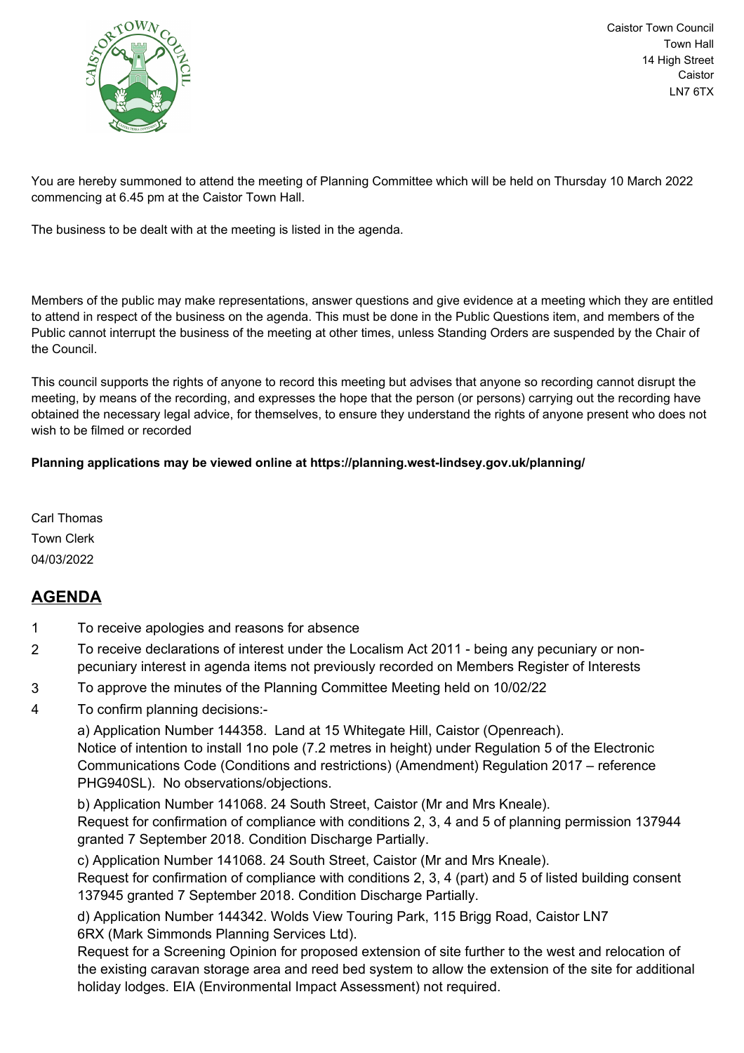Caistor Town Council
Town Hall
14 High Street
Caistor
LN7 6TX

You are hereby summoned to attend the meeting of Planning Committee which will be held on Thursday 10 March 2022 commencing at 6.45 pm at the Caistor Town Hall.

The business to be dealt with at the meeting is listed in the agenda.

Members of the public may make representations, answer questions and give evidence at a meeting which they are entitled to attend in respect of the business on the agenda. This must be done in the Public Questions item, and members of the Public cannot interrupt the business of the meeting at other times, unless Standing Orders are suspended by the Chair of the Council.

This council supports the rights of anyone to record this meeting but advises that anyone so recording cannot disrupt the meeting, by means of the recording, and expresses the hope that the person (or persons) carrying out the recording have obtained the necessary legal advice, for themselves, to ensure they understand the rights of anyone present who does not wish to be filmed or recorded

**Planning applications may be viewed online at https://planning.west-lindsey.gov.uk/planning/**

Carl Thomas
Town Clerk
04/03/2022

## AGENDA

1. To receive apologies and reasons for absence
2. To receive declarations of interest under the Localism Act 2011 - being any pecuniary or non-pecuniary interest in agenda items not previously recorded on Members Register of Interests
3. To approve the minutes of the Planning Committee Meeting held on 10/02/22
4. To confirm planning decisions:-

   a) Application Number 144358. Land at 15 Whitegate Hill, Caistor (Openreach).
   Notice of intention to install 1no pole (7.2 metres in height) under Regulation 5 of the Electronic Communications Code (Conditions and restrictions) (Amendment) Regulation 2017 – reference PHG940SL). No observations/objections.

   b) Application Number 141068. 24 South Street, Caistor (Mr and Mrs Kneale).
   Request for confirmation of compliance with conditions 2, 3, 4 and 5 of planning permission 137944 granted 7 September 2018. Condition Discharge Partially.

   c) Application Number 141068. 24 South Street, Caistor (Mr and Mrs Kneale).
   Request for confirmation of compliance with conditions 2, 3, 4 (part) and 5 of listed building consent 137945 granted 7 September 2018. Condition Discharge Partially.

   d) Application Number 144342. Wolds View Touring Park, 115 Brigg Road, Caistor LN7 6RX (Mark Simmonds Planning Services Ltd).
   Request for a Screening Opinion for proposed extension of site further to the west and relocation of the existing caravan storage area and reed bed system to allow the extension of the site for additional holiday lodges. EIA (Environmental Impact Assessment) not required.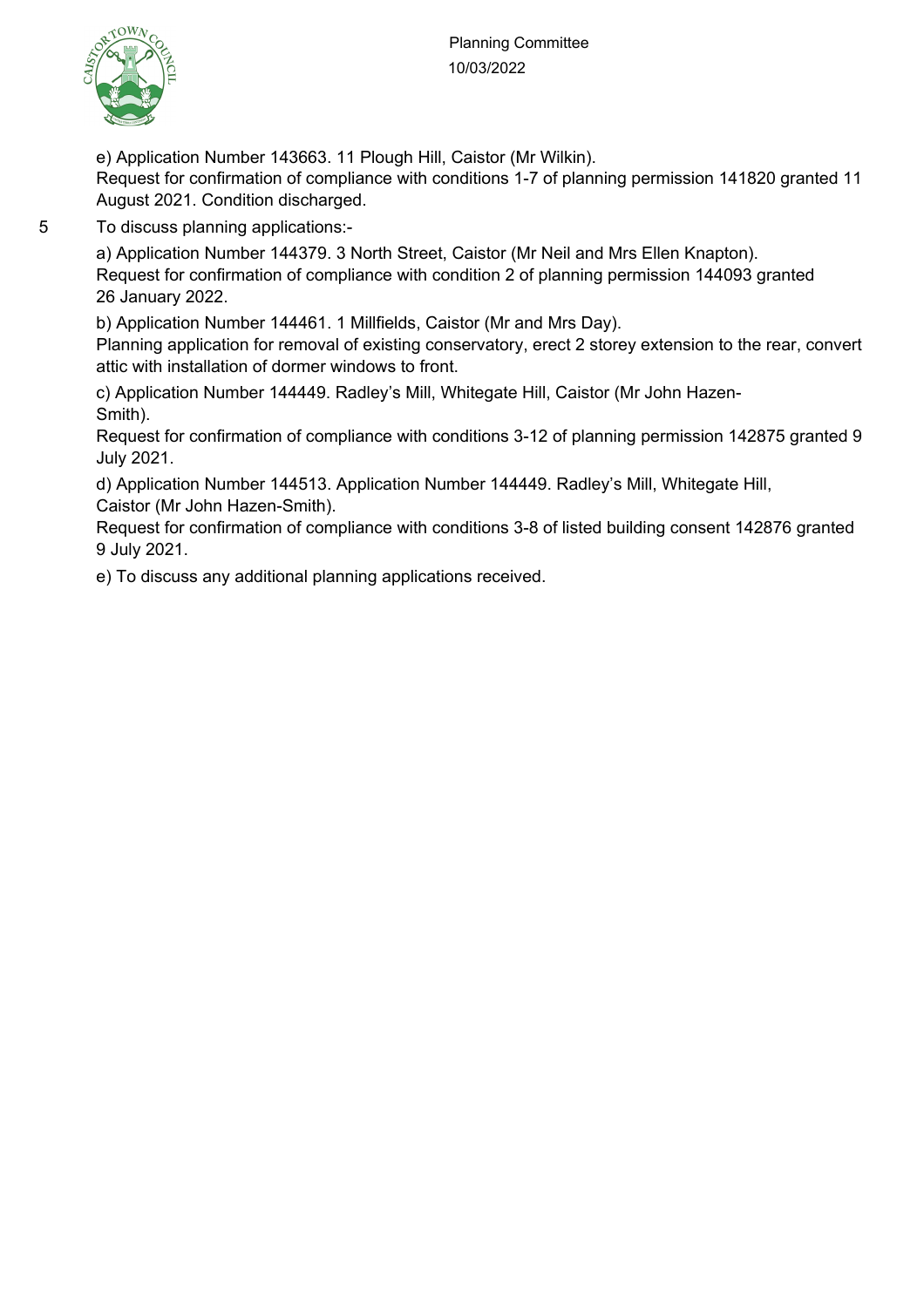e) Application Number 143663. 11 Plough Hill, Caistor (Mr Wilkin).
Request for confirmation of compliance with conditions 1-7 of planning permission 141820 granted 11 August 2021. Condition discharged.

5 To discuss planning applications:-

a) Application Number 144379. 3 North Street, Caistor (Mr Neil and Mrs Ellen Knapton).
Request for confirmation of compliance with condition 2 of planning permission 144093 granted 26 January 2022.

b) Application Number 144461. 1 Millfields, Caistor (Mr and Mrs Day).
Planning application for removal of existing conservatory, erect 2 storey extension to the rear, convert attic with installation of dormer windows to front.

c) Application Number 144449. Radley's Mill, Whitegate Hill, Caistor (Mr John Hazen-Smith).
Request for confirmation of compliance with conditions 3-12 of planning permission 142875 granted 9 July 2021.

d) Application Number 144513. Application Number 144449. Radley's Mill, Whitegate Hill, Caistor (Mr John Hazen-Smith).
Request for confirmation of compliance with conditions 3-8 of listed building consent 142876 granted 9 July 2021.

e) To discuss any additional planning applications received.